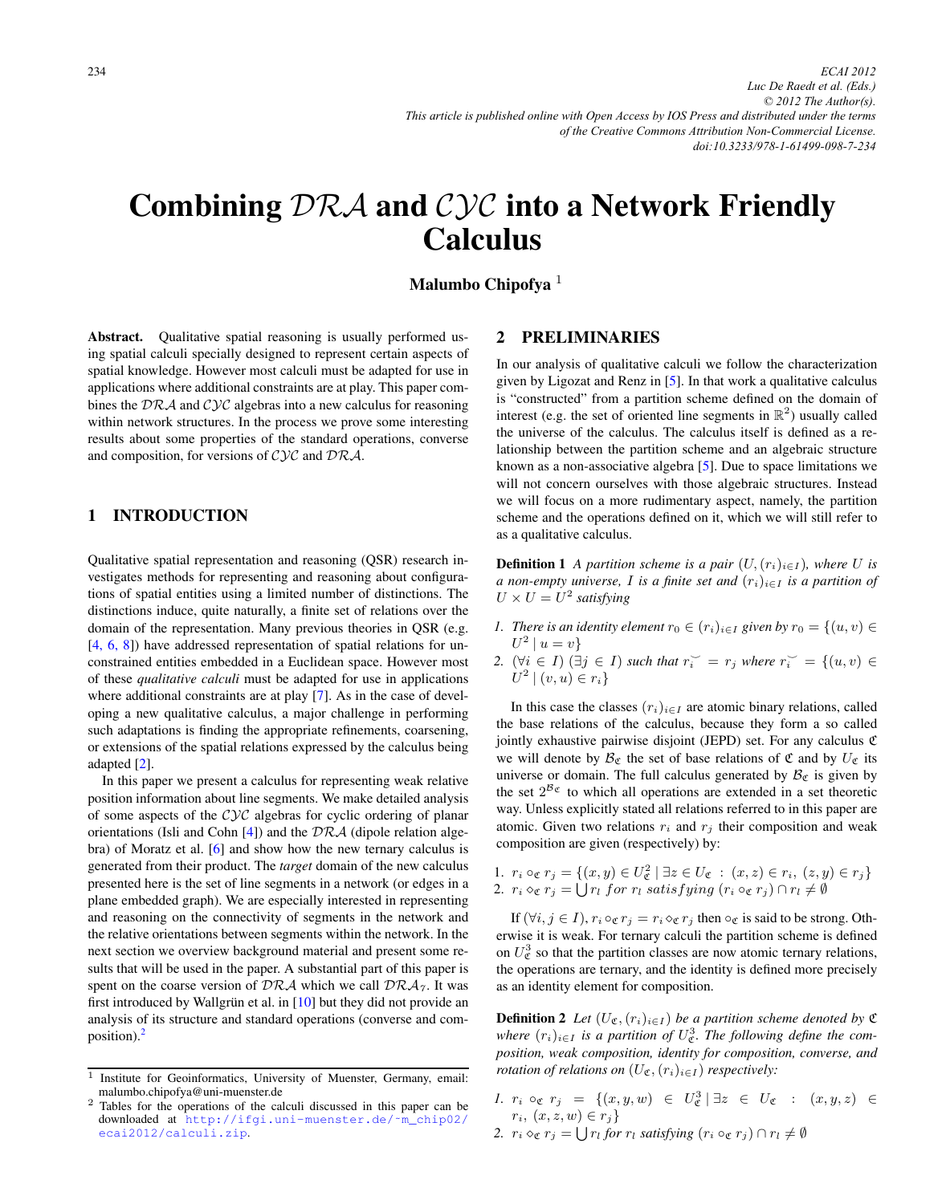# Combining $\mathcal{DRA}$ and $\mathcal{CYC}$ into a Network Friendly Calculus

**Malumbo Chipofya** [1]

**Abstract.** Qualitative spatial reasoning is usually performed using spatial calculi specially designed to represent certain aspects of spatial knowledge. However most calculi must be adapted for use in applications where additional constraints are at play. This paper combines the $\mathcal{DRA}$ and $\mathcal{CYC}$ algebras into a new calculus for reasoning within network structures. In the process we prove some interesting results about some properties of the standard operations, converse and composition, for versions of $\mathcal{CYC}$ and $\mathcal{DRA}$.

## 1 INTRODUCTION

Qualitative spatial representation and reasoning (QSR) research investigates methods for representing and reasoning about configurations of spatial entities using a limited number of distinctions. The distinctions induce, quite naturally, a finite set of relations over the domain of the representation. Many previous theories in QSR (e.g. [4, 6, 8]) have addressed representation of spatial relations for unconstrained entities embedded in a Euclidean space. However most of these *qualitative calculi* must be adapted for use in applications where additional constraints are at play [7]. As in the case of developing a new qualitative calculus, a major challenge in performing such adaptations is finding the appropriate refinements, coarsening, or extensions of the spatial relations expressed by the calculus being adapted [2].

In this paper we present a calculus for representing weak relative position information about line segments. We make detailed analysis of some aspects of the $\mathcal{CYC}$ algebras for cyclic ordering of planar orientations (Isli and Cohn [4]) and the $\mathcal{DRA}$ (dipole relation algebra) of Moratz et al. [6] and show how the new ternary calculus is generated from their product. The *target* domain of the new calculus presented here is the set of line segments in a network (or edges in a plane embedded graph). We are especially interested in representing and reasoning on the connectivity of segments in the network and the relative orientations between segments within the network. In the next section we overview background material and present some results that will be used in the paper. A substantial part of this paper is spent on the coarse version of $\mathcal{DRA}$ which we call $\mathcal{DRA}_7$. It was first introduced by Wallgrün et al. in [10] but they did not provide an analysis of its structure and standard operations (converse and composition).[2]

[1] Institute for Geoinformatics, University of Muenster, Germany, email: malumbo.chipofya@uni-muenster.de

[2] Tables for the operations of the calculi discussed in this paper can be downloaded at http://ifgi.uni-muenster.de/~m_chip02/ecai2012/calculi.zip.

## 2 PRELIMINARIES

In our analysis of qualitative calculi we follow the characterization given by Ligozat and Renz in [5]. In that work a qualitative calculus is "constructed" from a partition scheme defined on the domain of interest (e.g. the set of oriented line segments in $\mathbb{R}^2$) usually called the universe of the calculus. The calculus itself is defined as a relationship between the partition scheme and an algebraic structure known as a non-associative algebra [5]. Due to space limitations we will not concern ourselves with those algebraic structures. Instead we will focus on a more rudimentary aspect, namely, the partition scheme and the operations defined on it, which we will still refer to as a qualitative calculus.

**Definition 1** *A partition scheme is a pair $(U, (r_i)_{i \in I})$, where $U$ is a non-empty universe, $I$ is a finite set and $(r_i)_{i \in I}$ is a partition of $U \times U = U^2$ satisfying*

1. *There is an identity element $r_0 \in (r_i)_{i \in I}$ given by $r_0 = \{(u, v) \in U^2 \mid u = v\}$*
2. *$(\forall i \in I)\ (\exists j \in I)$ such that $r_i^{\smile} = r_j$ where $r_i^{\smile} = \{(u, v) \in U^2 \mid (v, u) \in r_i\}$*

In this case the classes $(r_i)_{i \in I}$ are atomic binary relations, called the base relations of the calculus, because they form a so called jointly exhaustive pairwise disjoint (JEPD) set. For any calculus $\mathfrak{C}$ we will denote by $\mathcal{B}_{\mathfrak{C}}$ the set of base relations of $\mathfrak{C}$ and by $U_{\mathfrak{C}}$ its universe or domain. The full calculus generated by $\mathcal{B}_{\mathfrak{C}}$ is given by the set $2^{\mathcal{B}_{\mathfrak{C}}}$ to which all operations are extended in a set theoretic way. Unless explicitly stated all relations referred to in this paper are atomic. Given two relations $r_i$ and $r_j$ their composition and weak composition are given (respectively) by:

1. $r_i \circ_{\mathfrak{C}} r_j = \{(x, y) \in U_{\mathfrak{C}}^2 \mid \exists z \in U_{\mathfrak{C}} : (x, z) \in r_i,\ (z, y) \in r_j\}$
2. $r_i \diamond_{\mathfrak{C}} r_j = \bigcup r_l$ *for* $r_l$ *satisfying* $(r_i \circ_{\mathfrak{C}} r_j) \cap r_l \neq \emptyset$

If $(\forall i, j \in I), r_i \circ_{\mathfrak{C}} r_j = r_i \diamond_{\mathfrak{C}} r_j$ then $\circ_{\mathfrak{C}}$ is said to be strong. Otherwise it is weak. For ternary calculi the partition scheme is defined on $U_{\mathfrak{C}}^3$ so that the partition classes are now atomic ternary relations, the operations are ternary, and the identity is defined more precisely as an identity element for composition.

**Definition 2** *Let $(U_{\mathfrak{C}}, (r_i)_{i \in I})$ be a partition scheme denoted by $\mathfrak{C}$ where $(r_i)_{i \in I}$ is a partition of $U_{\mathfrak{C}}^3$. The following define the composition, weak composition, identity for composition, converse, and rotation of relations on $(U_{\mathfrak{C}}, (r_i)_{i \in I})$ respectively:*

1. *$r_i \circ_{\mathfrak{C}} r_j = \{(x, y, w) \in U_{\mathfrak{C}}^3 \mid \exists z \in U_{\mathfrak{C}} : (x, y, z) \in r_i,\ (x, z, w) \in r_j\}$*
2. *$r_i \diamond_{\mathfrak{C}} r_j = \bigcup r_l$ for $r_l$ satisfying $(r_i \circ_{\mathfrak{C}} r_j) \cap r_l \neq \emptyset$*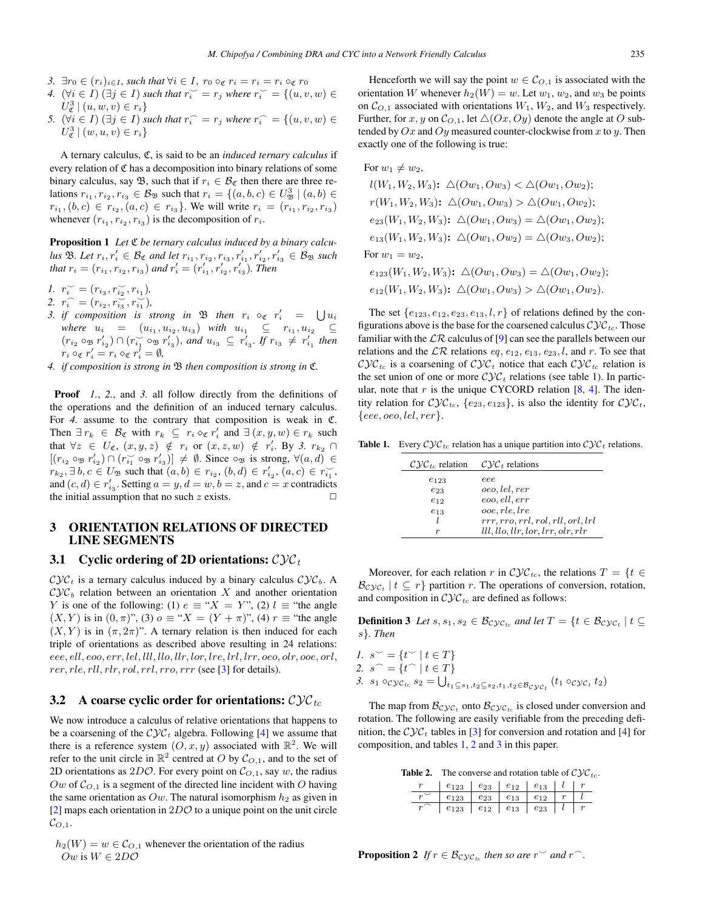3. $\exists r_0 \in (r_i)_{i \in I}$, *such that* $\forall i \in I$, $r_0 \circ_{\mathfrak{C}} r_i = r_i = r_i \circ_{\mathfrak{C}} r_0$
4. $(\forall i \in I)\ (\exists j \in I)$ *such that* $r_i^{\smile} = r_j$ *where* $r_i^{\smile} = \{(u,v,w) \in U_{\mathfrak{C}}^3 \mid (u,w,v) \in r_i\}$
5. $(\forall i \in I)\ (\exists j \in I)$ *such that* $r_i^{\frown} = r_j$ *where* $r_i^{\frown} = \{(u,v,w) \in U_{\mathfrak{C}}^3 \mid (w,u,v) \in r_i\}$

A ternary calculus, $\mathfrak{C}$, is said to be an *induced ternary calculus* if every relation of $\mathfrak{C}$ has a decomposition into binary relations of some binary calculus, say $\mathfrak{B}$, such that if $r_i \in \mathcal{B}_{\mathfrak{C}}$ then there are three relations $r_{i_1}, r_{i_2}, r_{i_3} \in \mathcal{B}_{\mathfrak{B}}$ such that $r_i = \{(a,b,c) \in U_{\mathfrak{B}}^3 \mid (a,b) \in r_{i_1}, (b,c) \in r_{i_2}, (a,c) \in r_{i_3}\}$. We will write $r_i = (r_{i_1}, r_{i_2}, r_{i_3})$ whenever $(r_{i_1}, r_{i_2}, r_{i_3})$ is the decomposition of $r_i$.

**Proposition 1** *Let $\mathfrak{C}$ be ternary calculus induced by a binary calculus $\mathfrak{B}$. Let $r_i, r_i' \in \mathcal{B}_{\mathfrak{C}}$ and let $r_{i_1}, r_{i_2}, r_{i_3}, r_{i_1}', r_{i_2}', r_{i_3}' \in \mathcal{B}_{\mathfrak{B}}$ such that $r_i = (r_{i_1}, r_{i_2}, r_{i_3})$ and $r_i' = (r_{i_1}', r_{i_2}', r_{i_3}')$. Then*

1. $r_i^{\smile} = (r_{i_3}, r_{i_2}^{\smile}, r_{i_1})$,
2. $r_i^{\frown} = (r_{i_2}, r_{i_3}^{\smile}, r_{i_1}^{\smile})$,
3. *if composition is strong in $\mathfrak{B}$ then $r_i \circ_{\mathfrak{C}} r_i' = \bigcup u_i$ where $u_i = (u_{i_1}, u_{i_2}, u_{i_3})$ with $u_{i_1} \subseteq r_{i_1}, u_{i_2} \subseteq (r_{i_2} \circ_{\mathfrak{B}} r_{i_2}') \cap (r_{i_1}^{\smile} \circ_{\mathfrak{B}} r_{i_3}')$, and $u_{i_3} \subseteq r_{i_3}'$. If $r_{i_3} \neq r_{i_1}'$ then $r_i \circ_{\mathfrak{C}} r_i' = r_i \diamond_{\mathfrak{C}} r_i' = \emptyset$,*
4. *if composition is strong in $\mathfrak{B}$ then composition is strong in $\mathfrak{C}$.*

**Proof** *1.*, *2.*, and *3.* all follow directly from the definitions of the operations and the definition of an induced ternary calculus. For *4.* assume to the contrary that composition is weak in $\mathfrak{C}$. Then $\exists\, r_k \in \mathcal{B}_{\mathfrak{C}}$ with $r_k \subseteq r_i \diamond_{\mathfrak{C}} r_i'$ and $\exists\,(x,y,w) \in r_k$ such that $\forall z \in U_{\mathfrak{C}}$, $(x,y,z) \notin r_i$ or $(x,z,w) \notin r_i'$. By *3.* $r_{k_2} \cap [(r_{i_2} \circ_{\mathfrak{B}} r_{i_2}') \cap (r_{i_1}^{\smile} \circ_{\mathfrak{B}} r_{i_3}')] \neq \emptyset$. Since $\circ_{\mathfrak{B}}$ is strong, $\forall (a,d) \in r_{k_2}, \exists\, b,c \in U_{\mathfrak{B}}$ such that $(a,b) \in r_{i_2}$, $(b,d) \in r_{i_2}'$, $(a,c) \in r_{i_1}^{\smile}$, and $(c,d) \in r_{i_3}'$. Setting $a=y$, $d=w$, $b=z$, and $c=x$ contradicts the initial assumption that no such $z$ exists. □

## 3 ORIENTATION RELATIONS OF DIRECTED LINE SEGMENTS

### 3.1 Cyclic ordering of 2D orientations: $\mathcal{CYC}_t$

$\mathcal{CYC}_t$ is a ternary calculus induced by a binary calculus $\mathcal{CYC}_b$. A $\mathcal{CYC}_b$ relation between an orientation $X$ and another orientation $Y$ is one of the following: (1) $e \equiv$ "$X = Y$", (2) $l \equiv$ "the angle $(X,Y)$ is in $(0,\pi)$", (3) $o \equiv$ "$X = (Y+\pi)$", (4) $r \equiv$ "the angle $(X,Y)$ is in $(\pi, 2\pi)$". A ternary relation is then induced for each triple of orientations as described above resulting in 24 relations: $eee, ell, eoo, err, lel, lll, llo, llr, lor, lre, lrl, lrr, oeo, olr, ooe, orl, rer, rle, rll, rlr, rol, rrl, rro, rrr$ (see [3] for details).

### 3.2 A coarse cyclic order for orientations: $\mathcal{CYC}_{tc}$

We now introduce a calculus of relative orientations that happens to be a coarsening of the $\mathcal{CYC}_t$ algebra. Following [4] we assume that there is a reference system $(O,x,y)$ associated with $\mathbb{R}^2$. We will refer to the unit circle in $\mathbb{R}^2$ centred at $O$ by $\mathcal{C}_{O,1}$, and to the set of 2D orientations as $2D\mathcal{O}$. For every point on $\mathcal{C}_{O,1}$, say $w$, the radius $Ow$ of $\mathcal{C}_{O,1}$ is a segment of the directed line incident with $O$ having the same orientation as $Ow$. The natural isomorphism $h_2$ as given in [2] maps each orientation in $2D\mathcal{O}$ to a unique point on the unit circle $\mathcal{C}_{O,1}$.

$h_2(W) = w \in \mathcal{C}_{O,1}$ whenever the orientation of the radius $Ow$ is $W \in 2D\mathcal{O}$

Henceforth we will say the point $w \in \mathcal{C}_{O,1}$ is associated with the orientation $W$ whenever $h_2(W) = w$. Let $w_1$, $w_2$, and $w_3$ be points on $\mathcal{C}_{O,1}$ associated with orientations $W_1$, $W_2$, and $W_3$ respectively. Further, for $x, y$ on $\mathcal{C}_{O,1}$, let $\triangle(Ox, Oy)$ denote the angle at $O$ subtended by $Ox$ and $Oy$ measured counter-clockwise from $x$ to $y$. Then exactly one of the following is true:

For $w_1 \neq w_2$,

$l(W_1,W_2,W_3)$**:** $\triangle(Ow_1,Ow_3) < \triangle(Ow_1,Ow_2)$;

$r(W_1,W_2,W_3)$**:** $\triangle(Ow_1,Ow_3) > \triangle(Ow_1,Ow_2)$;

$e_{23}(W_1,W_2,W_3)$**:** $\triangle(Ow_1,Ow_3) = \triangle(Ow_1,Ow_2)$;

$e_{13}(W_1,W_2,W_3)$**:** $\triangle(Ow_1,Ow_2) = \triangle(Ow_3,Ow_2)$;

For $w_1 = w_2$,

$e_{123}(W_1,W_2,W_3)$**:** $\triangle(Ow_1,Ow_3) = \triangle(Ow_1,Ow_2)$;

$e_{12}(W_1,W_2,W_3)$**:** $\triangle(Ow_1,Ow_3) > \triangle(Ow_1,Ow_2)$.

The set $\{e_{123}, e_{12}, e_{23}, e_{13}, l, r\}$ of relations defined by the configurations above is the base for the coarsened calculus $\mathcal{CYC}_{tc}$. Those familiar with the $\mathcal{LR}$ calculus of [9] can see the parallels between our relations and the $\mathcal{LR}$ relations $eq, e_{12}, e_{13}, e_{23}, l$, and $r$. To see that $\mathcal{CYC}_{tc}$ is a coarsening of $\mathcal{CYC}_t$ notice that each $\mathcal{CYC}_{tc}$ relation is the set union of one or more $\mathcal{CYC}_t$ relations (see table 1). In particular, note that $r$ is the unique CYCORD relation [8, 4]. The identity relation for $\mathcal{CYC}_{tc}$, $\{e_{23}, e_{123}\}$, is also the identity for $\mathcal{CYC}_t$, $\{eee, oeo, lel, rer\}$.

**Table 1.** Every $\mathcal{CYC}_{tc}$ relation has a unique partition into $\mathcal{CYC}_t$ relations.

| $\mathcal{CYC}_{tc}$ relation | $\mathcal{CYC}_t$ relations |
|---|---|
| $e_{123}$ | $eee$ |
| $e_{23}$ | $oeo, lel, rer$ |
| $e_{12}$ | $eoo, ell, err$ |
| $e_{13}$ | $ooe, rle, lre$ |
| $l$ | $rrr, rro, rrl, rol, rll, orl, lrl$ |
| $r$ | $lll, llo, llr, lor, lrr, olr, rlr$ |

Moreover, for each relation $r$ in $\mathcal{CYC}_{tc}$, the relations $T = \{t \in \mathcal{B}_{\mathcal{CYC}_t} \mid t \subseteq r\}$ partition $r$. The operations of conversion, rotation, and composition in $\mathcal{CYC}_{tc}$ are defined as follows:

**Definition 3** *Let $s, s_1, s_2 \in \mathcal{B}_{\mathcal{CYC}_{tc}}$ and let $T = \{t \in \mathcal{B}_{\mathcal{CYC}_t} \mid t \subseteq s\}$. Then*

1. $s^{\smile} = \{t^{\smile} \mid t \in T\}$
2. $s^{\frown} = \{t^{\frown} \mid t \in T\}$
3. $s_1 \circ_{\mathcal{CYC}_{tc}} s_2 = \bigcup_{t_1 \subseteq s_1, t_2 \subseteq s_2, t_1, t_2 \in \mathcal{B}_{\mathcal{CYC}_t}} (t_1 \circ_{\mathcal{CYC}_t} t_2)$

The map from $\mathcal{B}_{\mathcal{CYC}_t}$ onto $\mathcal{B}_{\mathcal{CYC}_{tc}}$ is closed under conversion and rotation. The following are easily verifiable from the preceding definition, the $\mathcal{CYC}_t$ tables in [3] for conversion and rotation and [4] for composition, and tables 1, 2 and 3 in this paper.

**Table 2.** The converse and rotation table of $\mathcal{CYC}_{tc}$.

| $r$ | $e_{123}$ | $e_{23}$ | $e_{12}$ | $e_{13}$ | $l$ | $r$ |
|---|---|---|---|---|---|---|
| $r^{\smile}$ | $e_{123}$ | $e_{23}$ | $e_{13}$ | $e_{12}$ | $r$ | $l$ |
| $r^{\frown}$ | $e_{123}$ | $e_{12}$ | $e_{13}$ | $e_{23}$ | $l$ | $r$ |

**Proposition 2** *If $r \in \mathcal{B}_{\mathcal{CYC}_{tc}}$ then so are $r^{\smile}$ and $r^{\frown}$.*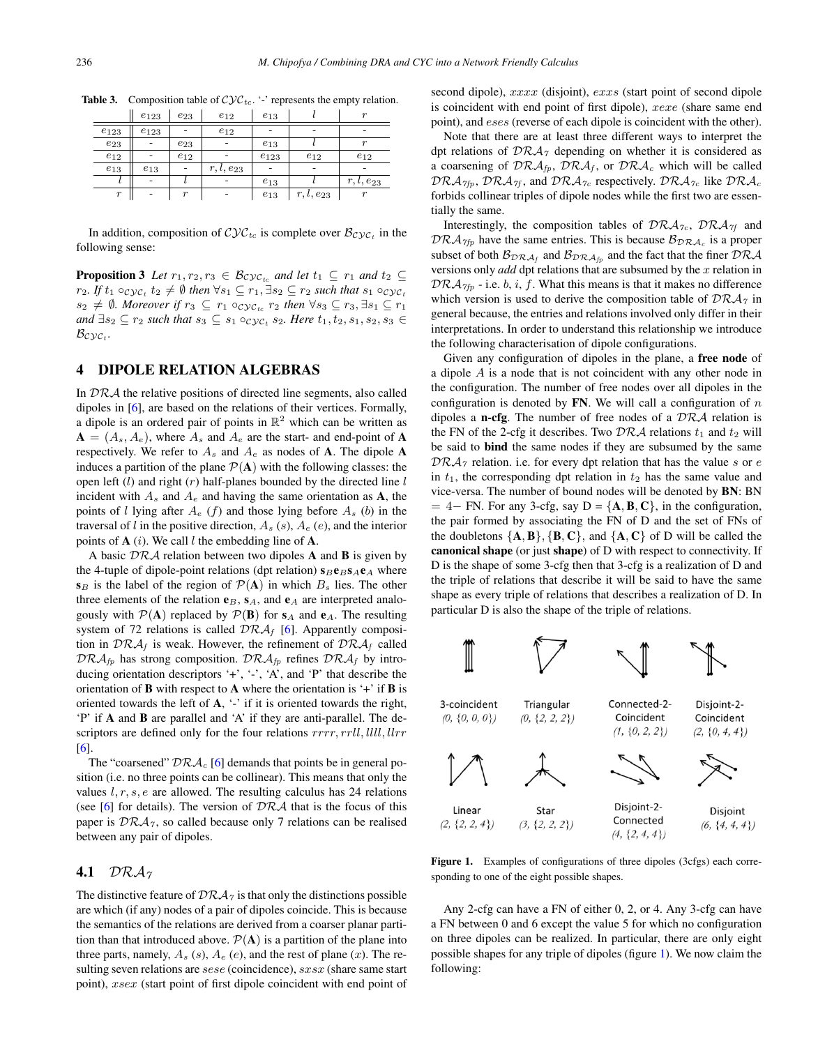**Table 3.** Composition table of $\mathcal{CYC}_{tc}$. '-' represents the empty relation.

| | $e_{123}$ | $e_{23}$ | $e_{12}$ | $e_{13}$ | $l$ | $r$ |
|---|---|---|---|---|---|---|
| $e_{123}$ | $e_{123}$ | - | $e_{12}$ | - | - | - |
| $e_{23}$ | - | $e_{23}$ | - | $e_{13}$ | $l$ | $r$ |
| $e_{12}$ | - | $e_{12}$ | - | $e_{123}$ | $e_{12}$ | $e_{12}$ |
| $e_{13}$ | $e_{13}$ | - | $r, l, e_{23}$ | - | - | - |
| $l$ | - | $l$ | - | $e_{13}$ | - | $r, l, e_{23}$ |
| $r$ | - | $r$ | - | $e_{13}$ | $r, l, e_{23}$ | $r$ |

In addition, composition of $\mathcal{CYC}_{tc}$ is complete over $\mathcal{B}_{\mathcal{CYC}_t}$ in the following sense:

**Proposition 3** *Let $r_1, r_2, r_3 \in \mathcal{B}_{\mathcal{CYC}_{tc}}$ and let $t_1 \subseteq r_1$ and $t_2 \subseteq r_2$. If $t_1 \circ_{\mathcal{CYC}_t} t_2 \neq \emptyset$ then $\forall s_1 \subseteq r_1, \exists s_2 \subseteq r_2$ such that $s_1 \circ_{\mathcal{CYC}_t} s_2 \neq \emptyset$. Moreover if $r_3 \subseteq r_1 \circ_{\mathcal{CYC}_{tc}} r_2$ then $\forall s_3 \subseteq r_3, \exists s_1 \subseteq r_1$ and $\exists s_2 \subseteq r_2$ such that $s_3 \subseteq s_1 \circ_{\mathcal{CYC}_t} s_2$. Here $t_1, t_2, s_1, s_2, s_3 \in \mathcal{B}_{\mathcal{CYC}_t}$.*

## 4 DIPOLE RELATION ALGEBRAS

In $\mathcal{DRA}$ the relative positions of directed line segments, also called dipoles in [6], are based on the relations of their vertices. Formally, a dipole is an ordered pair of points in $\mathbb{R}^2$ which can be written as $\mathbf{A} = (A_s, A_e)$, where $A_s$ and $A_e$ are the start- and end-point of $\mathbf{A}$ respectively. We refer to $A_s$ and $A_e$ as nodes of $\mathbf{A}$. The dipole $\mathbf{A}$ induces a partition of the plane $\mathcal{P}(\mathbf{A})$ with the following classes: the open left ($l$) and right ($r$) half-planes bounded by the directed line $l$ incident with $A_s$ and $A_e$ and having the same orientation as $\mathbf{A}$, the points of $l$ lying after $A_e$ ($f$) and those lying before $A_s$ ($b$) in the traversal of $l$ in the positive direction, $A_s$ ($s$), $A_e$ ($e$), and the interior points of $\mathbf{A}$ ($i$). We call $l$ the embedding line of $\mathbf{A}$.

A basic $\mathcal{DRA}$ relation between two dipoles $\mathbf{A}$ and $\mathbf{B}$ is given by the 4-tuple of dipole-point relations (dpt relation) $\mathbf{s}_B\mathbf{e}_B\mathbf{s}_A\mathbf{e}_A$ where $\mathbf{s}_B$ is the label of the region of $\mathcal{P}(\mathbf{A})$ in which $B_s$ lies. The other three elements of the relation $\mathbf{e}_B$, $\mathbf{s}_A$, and $\mathbf{e}_A$ are interpreted analogously with $\mathcal{P}(\mathbf{A})$ replaced by $\mathcal{P}(\mathbf{B})$ for $\mathbf{s}_A$ and $\mathbf{e}_A$. The resulting system of 72 relations is called $\mathcal{DRA}_f$ [6]. Apparently composition in $\mathcal{DRA}_f$ is weak. However, the refinement of $\mathcal{DRA}_f$ called $\mathcal{DRA}_{fp}$ has strong composition. $\mathcal{DRA}_{fp}$ refines $\mathcal{DRA}_f$ by introducing orientation descriptors '+', '-', 'A', and 'P' that describe the orientation of $\mathbf{B}$ with respect to $\mathbf{A}$ where the orientation is '+' if $\mathbf{B}$ is oriented towards the left of $\mathbf{A}$, '-' if it is oriented towards the right, 'P' if $\mathbf{A}$ and $\mathbf{B}$ are parallel and 'A' if they are anti-parallel. The descriptors are defined only for the four relations $rrrr, rrll, llll, llrr$ [6].

The "coarsened" $\mathcal{DRA}_c$ [6] demands that points be in general position (i.e. no three points can be collinear). This means that only the values $l, r, s, e$ are allowed. The resulting calculus has 24 relations (see [6] for details). The version of $\mathcal{DRA}$ that is the focus of this paper is $\mathcal{DRA}_7$, so called because only 7 relations can be realised between any pair of dipoles.

### 4.1 $\mathcal{DRA}_7$

The distinctive feature of $\mathcal{DRA}_7$ is that only the distinctions possible are which (if any) nodes of a pair of dipoles coincide. This is because the semantics of the relations are derived from a coarser planar partition than that introduced above. $\mathcal{P}(\mathbf{A})$ is a partition of the plane into three parts, namely, $A_s$ ($s$), $A_e$ ($e$), and the rest of plane ($x$). The resulting seven relations are $sese$ (coincidence), $sxsx$ (share same start point), $xsex$ (start point of first dipole coincident with end point of second dipole), $xxxx$ (disjoint), $exxs$ (start point of second dipole is coincident with end point of first dipole), $xexe$ (share same end point), and $eses$ (reverse of each dipole is coincident with the other).

Note that there are at least three different ways to interpret the dpt relations of $\mathcal{DRA}_7$ depending on whether it is considered as a coarsening of $\mathcal{DRA}_{fp}$, $\mathcal{DRA}_f$, or $\mathcal{DRA}_c$ which will be called $\mathcal{DRA}_{7fp}$, $\mathcal{DRA}_{7f}$, and $\mathcal{DRA}_{7c}$ respectively. $\mathcal{DRA}_{7c}$ like $\mathcal{DRA}_c$ forbids collinear triples of dipole nodes while the first two are essentially the same.

Interestingly, the composition tables of $\mathcal{DRA}_{7c}$, $\mathcal{DRA}_{7f}$ and $\mathcal{DRA}_{7fp}$ have the same entries. This is because $\mathcal{B}_{\mathcal{DRA}_c}$ is a proper subset of both $\mathcal{B}_{\mathcal{DRA}_f}$ and $\mathcal{B}_{\mathcal{DRA}_{fp}}$ and the fact that the finer $\mathcal{DRA}$ versions only *add* dpt relations that are subsumed by the $x$ relation in $\mathcal{DRA}_{7fp}$ - i.e. $b$, $i$, $f$. What this means is that it makes no difference which version is used to derive the composition table of $\mathcal{DRA}_7$ in general because, the entries and relations involved only differ in their interpretations. In order to understand this relationship we introduce the following characterisation of dipole configurations.

Given any configuration of dipoles in the plane, a **free node** of a dipole $A$ is a node that is not coincident with any other node in the configuration. The number of free nodes over all dipoles in the configuration is denoted by **FN**. We will call a configuration of $n$ dipoles a **n-cfg**. The number of free nodes of a $\mathcal{DRA}$ relation is the FN of the 2-cfg it describes. Two $\mathcal{DRA}$ relations $t_1$ and $t_2$ will be said to **bind** the same nodes if they are subsumed by the same $\mathcal{DRA}_7$ relation. i.e. for every dpt relation that has the value $s$ or $e$ in $t_1$, the corresponding dpt relation in $t_2$ has the same value and vice-versa. The number of bound nodes will be denoted by **BN**: BN $= 4-$ FN. For any 3-cfg, say D $= \{\mathbf{A}, \mathbf{B}, \mathbf{C}\}$, in the configuration, the pair formed by associating the FN of D and the set of FNs of the doubletons $\{\mathbf{A}, \mathbf{B}\}, \{\mathbf{B}, \mathbf{C}\}$, and $\{\mathbf{A}, \mathbf{C}\}$ of D will be called the **canonical shape** (or just **shape**) of D with respect to connectivity. If D is the shape of some 3-cfg then that 3-cfg is a realization of D and the triple of relations that describe it will be said to have the same shape as every triple of relations that describes a realization of D. In particular D is also the shape of the triple of relations.

3-coincident (0, {0, 0, 0})
Triangular (0, {2, 2, 2})
Connected-2-Coincident (1, {0, 2, 2})
Disjoint-2-Coincident (2, {0, 4, 4})
Linear (2, {2, 2, 4})
Star (3, {2, 2, 2})
Disjoint-2-Connected (4, {2, 4, 4})
Disjoint (6, {4, 4, 4})

**Figure 1.** Examples of configurations of three dipoles (3cfgs) each corresponding to one of the eight possible shapes.

Any 2-cfg can have a FN of either 0, 2, or 4. Any 3-cfg can have a FN between 0 and 6 except the value 5 for which no configuration on three dipoles can be realized. In particular, there are only eight possible shapes for any triple of dipoles (figure 1). We now claim the following: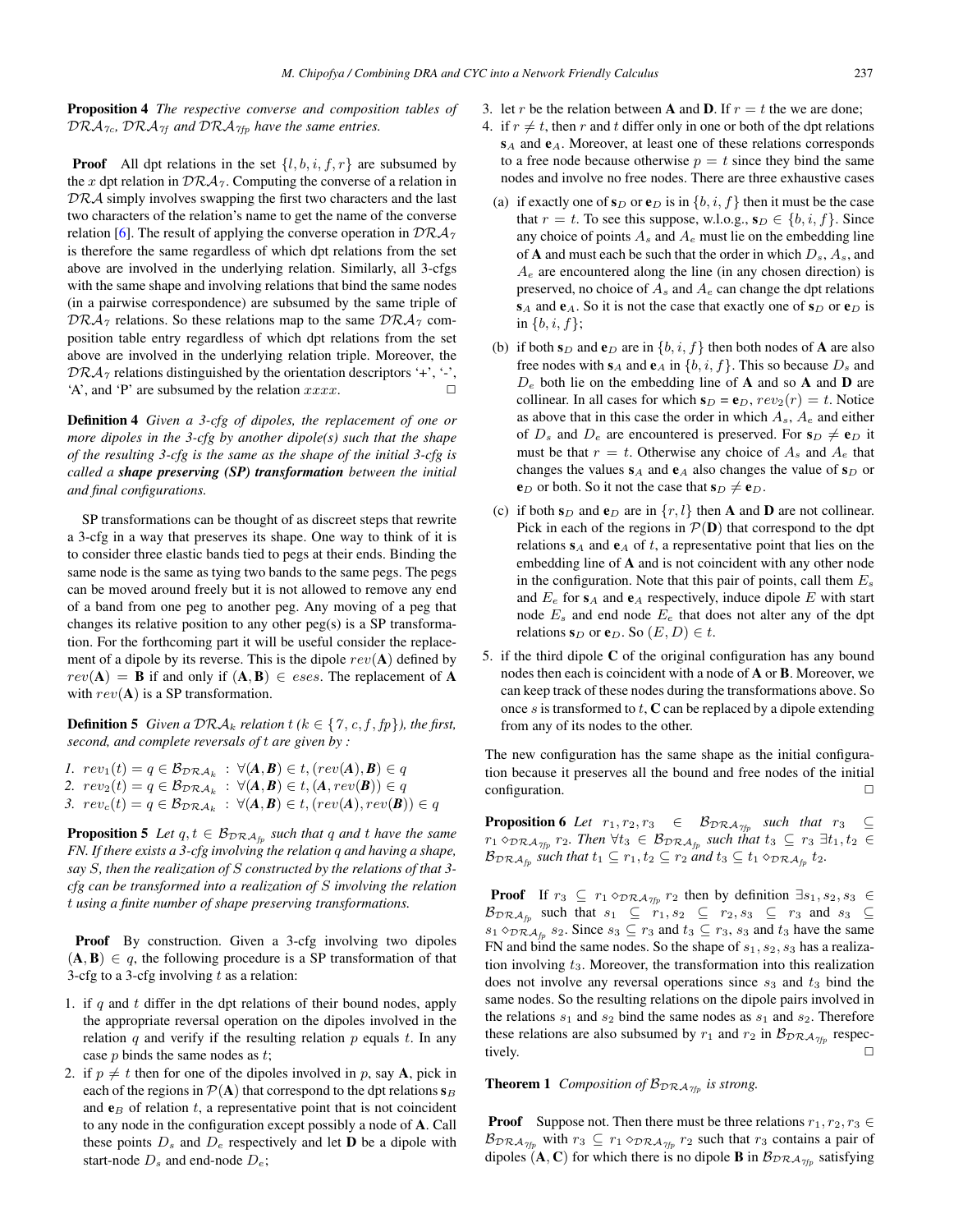**Proposition 4** *The respective converse and composition tables of $\mathcal{DRA}_{7c}$, $\mathcal{DRA}_{7f}$ and $\mathcal{DRA}_{7fp}$ have the same entries.*

**Proof** All dpt relations in the set $\{l, b, i, f, r\}$ are subsumed by the $x$ dpt relation in $\mathcal{DRA}_7$. Computing the converse of a relation in $\mathcal{DRA}$ simply involves swapping the first two characters and the last two characters of the relation's name to get the name of the converse relation [6]. The result of applying the converse operation in $\mathcal{DRA}_7$ is therefore the same regardless of which dpt relations from the set above are involved in the underlying relation. Similarly, all 3-cfgs with the same shape and involving relations that bind the same nodes (in a pairwise correspondence) are subsumed by the same triple of $\mathcal{DRA}_7$ relations. So these relations map to the same $\mathcal{DRA}_7$ composition table entry regardless of which dpt relations from the set above are involved in the underlying relation triple. Moreover, the $\mathcal{DRA}_7$ relations distinguished by the orientation descriptors '+', '-', 'A', and 'P' are subsumed by the relation $xxxx$. □

**Definition 4** *Given a 3-cfg of dipoles, the replacement of one or more dipoles in the 3-cfg by another dipole(s) such that the shape of the resulting 3-cfg is the same as the shape of the initial 3-cfg is called a* ***shape preserving (SP) transformation*** *between the initial and final configurations.*

SP transformations can be thought of as discreet steps that rewrite a 3-cfg in a way that preserves its shape. One way to think of it is to consider three elastic bands tied to pegs at their ends. Binding the same node is the same as tying two bands to the same pegs. The pegs can be moved around freely but it is not allowed to remove any end of a band from one peg to another peg. Any moving of a peg that changes its relative position to any other peg(s) is a SP transformation. For the forthcoming part it will be useful consider the replacement of a dipole by its reverse. This is the dipole $rev(\mathbf{A})$ defined by $rev(\mathbf{A}) = \mathbf{B}$ if and only if $(\mathbf{A}, \mathbf{B}) \in eses$. The replacement of $\mathbf{A}$ with $rev(\mathbf{A})$ is a SP transformation.

**Definition 5** *Given a $\mathcal{DRA}_k$ relation $t$ ($k \in \{7, c, f, fp\}$), the first, second, and complete reversals of $t$ are given by :*

1. $rev_1(t) = q \in \mathcal{B}_{\mathcal{DRA}_k} \ : \ \forall (\mathbf{A}, \mathbf{B}) \in t, (rev(\mathbf{A}), \mathbf{B}) \in q$
2. $rev_2(t) = q \in \mathcal{B}_{\mathcal{DRA}_k} \ : \ \forall (\mathbf{A}, \mathbf{B}) \in t, (\mathbf{A}, rev(\mathbf{B})) \in q$
3. $rev_c(t) = q \in \mathcal{B}_{\mathcal{DRA}_k} \ : \ \forall (\mathbf{A}, \mathbf{B}) \in t, (rev(\mathbf{A}), rev(\mathbf{B})) \in q$

**Proposition 5** *Let $q, t \in \mathcal{B}_{\mathcal{DRA}_{fp}}$ such that $q$ and $t$ have the same FN. If there exists a 3-cfg involving the relation $q$ and having a shape, say $S$, then the realization of $S$ constructed by the relations of that 3-cfg can be transformed into a realization of $S$ involving the relation $t$ using a finite number of shape preserving transformations.*

**Proof** By construction. Given a 3-cfg involving two dipoles $(\mathbf{A}, \mathbf{B}) \in q$, the following procedure is a SP transformation of that 3-cfg to a 3-cfg involving $t$ as a relation:

1. if $q$ and $t$ differ in the dpt relations of their bound nodes, apply the appropriate reversal operation on the dipoles involved in the relation $q$ and verify if the resulting relation $p$ equals $t$. In any case $p$ binds the same nodes as $t$;
2. if $p \neq t$ then for one of the dipoles involved in $p$, say $\mathbf{A}$, pick in each of the regions in $\mathcal{P}(\mathbf{A})$ that correspond to the dpt relations $\mathbf{s}_B$ and $\mathbf{e}_B$ of relation $t$, a representative point that is not coincident to any node in the configuration except possibly a node of $\mathbf{A}$. Call these points $D_s$ and $D_e$ respectively and let $\mathbf{D}$ be a dipole with start-node $D_s$ and end-node $D_e$;
3. let $r$ be the relation between $\mathbf{A}$ and $\mathbf{D}$. If $r = t$ the we are done;
4. if $r \neq t$, then $r$ and $t$ differ only in one or both of the dpt relations $\mathbf{s}_A$ and $\mathbf{e}_A$. Moreover, at least one of these relations corresponds to a free node because otherwise $p = t$ since they bind the same nodes and involve no free nodes. There are three exhaustive cases
   (a) if exactly one of $\mathbf{s}_D$ or $\mathbf{e}_D$ is in $\{b, i, f\}$ then it must be the case that $r = t$. To see this suppose, w.l.o.g., $\mathbf{s}_D \in \{b, i, f\}$. Since any choice of points $A_s$ and $A_e$ must lie on the embedding line of $\mathbf{A}$ and must each be such that the order in which $D_s$, $A_s$, and $A_e$ are encountered along the line (in any chosen direction) is preserved, no choice of $A_s$ and $A_e$ can change the dpt relations $\mathbf{s}_A$ and $\mathbf{e}_A$. So it is not the case that exactly one of $\mathbf{s}_D$ or $\mathbf{e}_D$ is in $\{b, i, f\}$;
   (b) if both $\mathbf{s}_D$ and $\mathbf{e}_D$ are in $\{b, i, f\}$ then both nodes of $\mathbf{A}$ are also free nodes with $\mathbf{s}_A$ and $\mathbf{e}_A$ in $\{b, i, f\}$. This so because $D_s$ and $D_e$ both lie on the embedding line of $\mathbf{A}$ and so $\mathbf{A}$ and $\mathbf{D}$ are collinear. In all cases for which $\mathbf{s}_D = \mathbf{e}_D$, $rev_2(r) = t$. Notice as above that in this case the order in which $A_s$, $A_e$ and either of $D_s$ and $D_e$ are encountered is preserved. For $\mathbf{s}_D \neq \mathbf{e}_D$ it must be that $r = t$. Otherwise any choice of $A_s$ and $A_e$ that changes the values $\mathbf{s}_A$ and $\mathbf{e}_A$ also changes the value of $\mathbf{s}_D$ or $\mathbf{e}_D$ or both. So it not the case that $\mathbf{s}_D \neq \mathbf{e}_D$.
   (c) if both $\mathbf{s}_D$ and $\mathbf{e}_D$ are in $\{r, l\}$ then $\mathbf{A}$ and $\mathbf{D}$ are not collinear. Pick in each of the regions in $\mathcal{P}(\mathbf{D})$ that correspond to the dpt relations $\mathbf{s}_A$ and $\mathbf{e}_A$ of $t$, a representative point that lies on the embedding line of $\mathbf{A}$ and is not coincident with any other node in the configuration. Note that this pair of points, call them $E_s$ and $E_e$ for $\mathbf{s}_A$ and $\mathbf{e}_A$ respectively, induce dipole $E$ with start node $E_s$ and end node $E_e$ that does not alter any of the dpt relations $\mathbf{s}_D$ or $\mathbf{e}_D$. So $(E, D) \in t$.
5. if the third dipole $\mathbf{C}$ of the original configuration has any bound nodes then each is coincident with a node of $\mathbf{A}$ or $\mathbf{B}$. Moreover, we can keep track of these nodes during the transformations above. So once $s$ is transformed to $t$, $\mathbf{C}$ can be replaced by a dipole extending from any of its nodes to the other.

The new configuration has the same shape as the initial configuration because it preserves all the bound and free nodes of the initial configuration. □

**Proposition 6** *Let $r_1, r_2, r_3 \in \mathcal{B}_{\mathcal{DRA}_{7fp}}$ such that $r_3 \subseteq r_1 \diamond_{\mathcal{DRA}_{7fp}} r_2$. Then $\forall t_3 \in \mathcal{B}_{\mathcal{DRA}_{fp}}$ such that $t_3 \subseteq r_3$ $\exists t_1, t_2 \in \mathcal{B}_{\mathcal{DRA}_{fp}}$ such that $t_1 \subseteq r_1, t_2 \subseteq r_2$ and $t_3 \subseteq t_1 \diamond_{\mathcal{DRA}_{fp}} t_2$.*

**Proof** If $r_3 \subseteq r_1 \diamond_{\mathcal{DRA}_{7fp}} r_2$ then by definition $\exists s_1, s_2, s_3 \in \mathcal{B}_{\mathcal{DRA}_{fp}}$ such that $s_1 \subseteq r_1, s_2 \subseteq r_2, s_3 \subseteq r_3$ and $s_3 \subseteq s_1 \diamond_{\mathcal{DRA}_{fp}} s_2$. Since $s_3 \subseteq r_3$ and $t_3 \subseteq r_3$, $s_3$ and $t_3$ have the same FN and bind the same nodes. So the shape of $s_1, s_2, s_3$ has a realization involving $t_3$. Moreover, the transformation into this realization does not involve any reversal operations since $s_3$ and $t_3$ bind the same nodes. So the resulting relations on the dipole pairs involved in the relations $s_1$ and $s_2$ bind the same nodes as $s_1$ and $s_2$. Therefore these relations are also subsumed by $r_1$ and $r_2$ in $\mathcal{B}_{\mathcal{DRA}_{7fp}}$ respectively. □

**Theorem 1** *Composition of $\mathcal{B}_{\mathcal{DRA}_{7fp}}$ is strong.*

**Proof** Suppose not. Then there must be three relations $r_1, r_2, r_3 \in \mathcal{B}_{\mathcal{DRA}_{7fp}}$ with $r_3 \subseteq r_1 \diamond_{\mathcal{DRA}_{7fp}} r_2$ such that $r_3$ contains a pair of dipoles $(\mathbf{A}, \mathbf{C})$ for which there is no dipole $\mathbf{B}$ in $\mathcal{B}_{\mathcal{DRA}_{7fp}}$ satisfying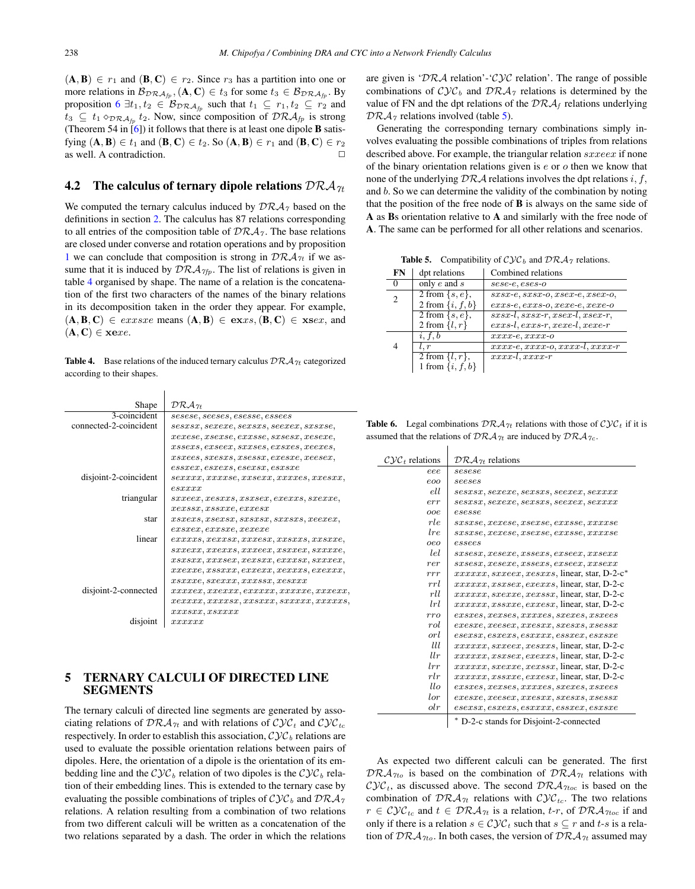$(\mathbf{A}, \mathbf{B}) \in r_1$ and $(\mathbf{B}, \mathbf{C}) \in r_2$. Since $r_3$ has a partition into one or more relations in $\mathcal{B}_{\mathcal{DRA}_{fp}}$, $(\mathbf{A}, \mathbf{C}) \in t_3$ for some $t_3 \in \mathcal{B}_{\mathcal{DRA}_{fp}}$. By proposition 6 $\exists t_1, t_2 \in \mathcal{B}_{\mathcal{DRA}_{fp}}$ such that $t_1 \subseteq r_1, t_2 \subseteq r_2$ and $t_3 \subseteq t_1 \diamond_{\mathcal{DRA}_{fp}} t_2$. Now, since composition of $\mathcal{DRA}_{fp}$ is strong (Theorem 54 in [6]) it follows that there is at least one dipole **B** satisfying $(\mathbf{A}, \mathbf{B}) \in t_1$ and $(\mathbf{B}, \mathbf{C}) \in t_2$. So $(\mathbf{A}, \mathbf{B}) \in r_1$ and $(\mathbf{B}, \mathbf{C}) \in r_2$ as well. A contradiction. □

## 4.2 The calculus of ternary dipole relations $\mathcal{DRA}_{7t}$

We computed the ternary calculus induced by $\mathcal{DRA}_7$ based on the definitions in section 2. The calculus has 87 relations corresponding to all entries of the composition table of $\mathcal{DRA}_7$. The base relations are closed under converse and rotation operations and by proposition 1 we can conclude that composition is strong in $\mathcal{DRA}_{7t}$ if we assume that it is induced by $\mathcal{DRA}_{7fp}$. The list of relations is given in table 4 organised by shape. The name of a relation is the concatenation of the first two characters of the names of the binary relations in its decomposition taken in the order they appear. For example, $(\mathbf{A}, \mathbf{B}, \mathbf{C}) \in exxsxe$ means $(\mathbf{A}, \mathbf{B}) \in \mathbf{ex}xs$, $(\mathbf{B}, \mathbf{C}) \in \mathbf{xs}ex$, and $(\mathbf{A}, \mathbf{C}) \in \mathbf{xe}xe$.

**Table 4.** Base relations of the induced ternary calculus $\mathcal{DRA}_{7t}$ categorized according to their shapes.

| Shape | $\mathcal{DRA}_{7t}$ |
|---|---|
| 3-coincident | $sesese, seeses, esesse, essees$ |
| connected-2-coincident | $sesxsx, sexexe, sexsxs, seexex, sxsxse, xexese, xsexse, exxsse, sxsesx, xesexe, xssexs, exseex, sxxses, exsxes, xeexes, xsxees, sxesxs, xsessx, exesxe, xeesex, essxex, esexxs, esexsx, esxsxe$ |
| disjoint-2-coincident | $sexxxx, xxxxse, xxsexx, xxxxes, xxessx, esxxxx$ |
| triangular | $sxxeex, xesxxs, xsxsex, exexxs, sxexxe, xexssx, xssxxe, exxesx$ |
| star | $xsxexs, xsexsx, sxsxsx, sxxsxs, xeexex, exsxex, exxsxe, xexexe$ |
| linear | $exxxxs, xexxsx, xxxesx, xxsxxs, xxsxxe, sxxexx, xxexxs, xxxeex, xsxxex, sxxxxe, xsxsxx, xxxsex, xexsxx, exxxsx, sxxxex, xxexxe, xssxxx, exxexx, xexxxs, exexxx, xsxxxe, sxexxx, xxxssx, xesxxx$ |
| disjoint-2-connected | $xxxxex, xxexxx, exxxxx, xxxxxe, xxxexx, xexxxx, xxxxsx, xxsxxx, sxxxxx, xxxxxs, xxxsxx, xsxxxx$ |
| disjoint | $xxxxxx$ |

## 5 TERNARY CALCULI OF DIRECTED LINE SEGMENTS

The ternary calculi of directed line segments are generated by associating relations of $\mathcal{DRA}_{7t}$ and with relations of $\mathcal{CYC}_t$ and $\mathcal{CYC}_{tc}$ respectively. In order to establish this association, $\mathcal{CYC}_b$ relations are used to evaluate the possible orientation relations between pairs of dipoles. Here, the orientation of a dipole is the orientation of its embedding line and the $\mathcal{CYC}_b$ relation of two dipoles is the $\mathcal{CYC}_b$ relation of their embedding lines. This is extended to the ternary case by evaluating the possible combinations of triples of $\mathcal{CYC}_b$ and $\mathcal{DRA}_7$ relations. A relation resulting from a combination of two relations from two different calculi will be written as a concatenation of the two relations separated by a dash. The order in which the relations are given is '$\mathcal{DRA}$ relation'-'$\mathcal{CYC}$ relation'. The range of possible combinations of $\mathcal{CYC}_b$ and $\mathcal{DRA}_7$ relations is determined by the value of FN and the dpt relations of the $\mathcal{DRA}_f$ relations underlying $\mathcal{DRA}_7$ relations involved (table 5).

Generating the corresponding ternary combinations simply involves evaluating the possible combinations of triples from relations described above. For example, the triangular relation $sxxeex$ if none of the binary orientation relations given is $e$ or $o$ then we know that none of the underlying $\mathcal{DRA}$ relations involves the dpt relations $i$, $f$, and $b$. So we can determine the validity of the combination by noting that the position of the free node of **B** is always on the same side of **A** as **B**s orientation relative to **A** and similarly with the free node of **A**. The same can be performed for all other relations and scenarios.

**Table 5.** Compatibility of $\mathcal{CYC}_b$ and $\mathcal{DRA}_7$ relations.

| FN | dpt relations | Combined relations |
|---|---|---|
| 0 | only $e$ and $s$ | $sese$-$e$, $eses$-$o$ |
| 2 | 2 from $\{s, e\}$, 2 from $\{i, f, b\}$ | $sxsx$-$e$, $sxsx$-$o$, $xsex$-$e$, $xsex$-$o$, $exxs$-$e$, $exxs$-$o$, $xexe$-$e$, $xexe$-$o$ |
| | 2 from $\{s, e\}$, 2 from $\{l, r\}$ | $sxsx$-$l$, $sxsx$-$r$, $xsex$-$l$, $xsex$-$r$, $exxs$-$l$, $exxs$-$r$, $xexe$-$l$, $xexe$-$r$ |
| 4 | $i, f, b$ | $xxxx$-$e$, $xxxx$-$o$ |
| | $l, r$ | $xxxx$-$e$, $xxxx$-$o$, $xxxx$-$l$, $xxxx$-$r$ |
| | 2 from $\{l, r\}$, 1 from $\{i, f, b\}$ | $xxxx$-$l$, $xxxx$-$r$ |

**Table 6.** Legal combinations $\mathcal{DRA}_{7t}$ relations with those of $\mathcal{CYC}_t$ if it is assumed that the relations of $\mathcal{DRA}_{7t}$ are induced by $\mathcal{DRA}_{7c}$.

| $\mathcal{CYC}_t$ relations | $\mathcal{DRA}_{7t}$ relations |
|---|---|
| $eee$ | $sesese$ |
| $eoo$ | $seeses$ |
| $ell$ | $sesxsx, sexexe, sexsxs, seexex, sexxxx$ |
| $err$ | $sesxsx, sexexe, sexsxs, seexex, sexxxx$ |
| $ooe$ | $esesse$ |
| $rle$ | $sxsxse, xexese, xsexse, exxsse, xxxxse$ |
| $lre$ | $sxsxse, xexese, xsexse, exxsse, xxxxse$ |
| $oeo$ | $essees$ |
| $lel$ | $sxsesx, xesexe, xssexs, exseex, xxsexx$ |
| $rer$ | $sxsesx, xesexe, xssexs, exseex, xxsexx$ |
| $rrr$ | $xxxxxx, sxxeex, xesxxs$, linear, star, D-2-c* |
| $rrl$ | $xxxxxx, xsxsex, exexxs$, linear, star, D-2-c |
| $rll$ | $xxxxxx, sxexxe, xexssx$, linear, star, D-2-c |
| $lrl$ | $xxxxxx, xssxxe, exxesx$, linear, star, D-2-c |
| $rro$ | $exsxes, xexses, xxxxes, sxexes, xsxees$ |
| $rol$ | $exesxe, xeesex, xxesxx, sxesxs, xsessx$ |
| $orl$ | $esexsx, esexxs, esxxxx, essxex, esxsxe$ |
| $lll$ | $xxxxxx, sxxeex, xesxxs$, linear, star, D-2-c |
| $llr$ | $xxxxxx, xsxsex, exexxs$, linear, star, D-2-c |
| $lrr$ | $xxxxxx, sxexxe, xexssx$, linear, star, D-2-c |
| $rlr$ | $xxxxxx, xssxxe, exxesx$, linear, star, D-2-c |
| $llo$ | $exsxes, xexses, xxxxes, sxexes, xsxees$ |
| $lor$ | $exesxe, xeesex, xxesxx, sxesxs, xsessx$ |
| $olr$ | $esexsx, esexxs, esxxxx, essxex, esxsxe$ |
| | * D-2-c stands for Disjoint-2-connected |

As expected two different calculi can be generated. The first $\mathcal{DRA}_{7to}$ is based on the combination of $\mathcal{DRA}_{7t}$ relations with $\mathcal{CYC}_t$, as discussed above. The second $\mathcal{DRA}_{7toc}$ is based on the combination of $\mathcal{DRA}_{7t}$ relations with $\mathcal{CYC}_{tc}$. The two relations $r \in \mathcal{CYC}_{tc}$ and $t \in \mathcal{DRA}_{7t}$ is a relation, $t$-$r$, of $\mathcal{DRA}_{7toc}$ if and only if there is a relation $s \in \mathcal{CYC}_t$ such that $s \subseteq r$ and $t$-$s$ is a relation of $\mathcal{DRA}_{7to}$. In both cases, the version of $\mathcal{DRA}_{7t}$ assumed may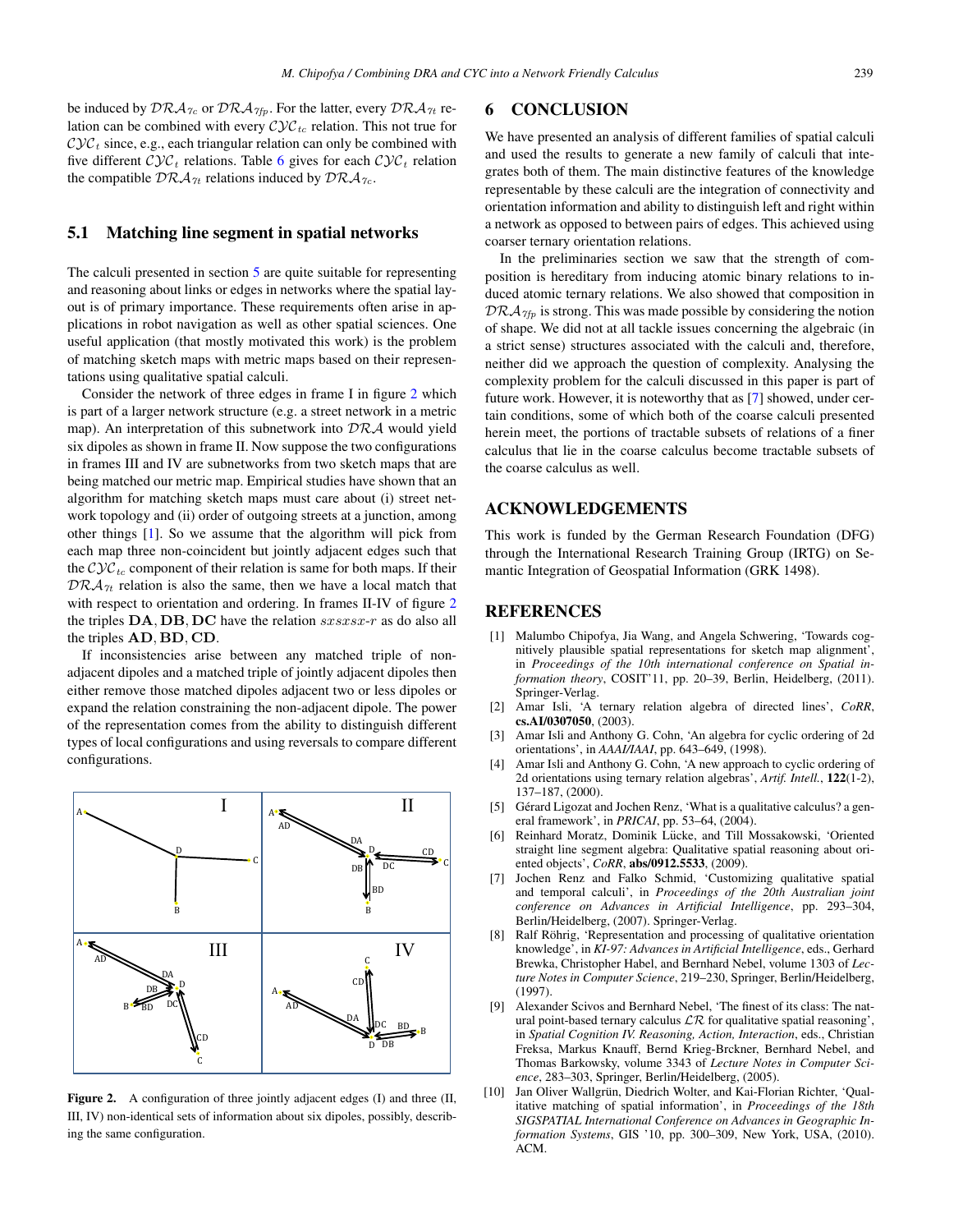be induced by $\mathcal{DRA}_{7c}$ or $\mathcal{DRA}_{7fp}$. For the latter, every $\mathcal{DRA}_{7t}$ relation can be combined with every $\mathcal{CYC}_{tc}$ relation. This not true for $\mathcal{CYC}_t$ since, e.g., each triangular relation can only be combined with five different $\mathcal{CYC}_t$ relations. Table 6 gives for each $\mathcal{CYC}_t$ relation the compatible $\mathcal{DRA}_{7t}$ relations induced by $\mathcal{DRA}_{7c}$.

## 5.1 Matching line segment in spatial networks

The calculi presented in section 5 are quite suitable for representing and reasoning about links or edges in networks where the spatial layout is of primary importance. These requirements often arise in applications in robot navigation as well as other spatial sciences. One useful application (that mostly motivated this work) is the problem of matching sketch maps with metric maps based on their representations using qualitative spatial calculi.

Consider the network of three edges in frame I in figure 2 which is part of a larger network structure (e.g. a street network in a metric map). An interpretation of this subnetwork into $\mathcal{DRA}$ would yield six dipoles as shown in frame II. Now suppose the two configurations in frames III and IV are subnetworks from two sketch maps that are being matched our metric map. Empirical studies have shown that an algorithm for matching sketch maps must care about (i) street network topology and (ii) order of outgoing streets at a junction, among other things [1]. So we assume that the algorithm will pick from each map three non-coincident but jointly adjacent edges such that the $\mathcal{CYC}_{tc}$ component of their relation is same for both maps. If their $\mathcal{DRA}_{7t}$ relation is also the same, then we have a local match that with respect to orientation and ordering. In frames II-IV of figure 2 the triples $\mathbf{DA}, \mathbf{DB}, \mathbf{DC}$ have the relation $sxsxsx\text{-}r$ as do also all the triples $\mathbf{AD}, \mathbf{BD}, \mathbf{CD}$.

If inconsistencies arise between any matched triple of non-adjacent dipoles and a matched triple of jointly adjacent dipoles then either remove those matched dipoles adjacent two or less dipoles or expand the relation constraining the non-adjacent dipole. The power of the representation comes from the ability to distinguish different types of local configurations and using reversals to compare different configurations.

I
A
D
C
B

II
A
AD
DA
D
CD
C
DB
DC
BD
B

III
A
AD
DA
D
DB
B
BD
DC
CD
C

IV
C
CD
A
AD
DA
DC
BD
B
D
DB

**Figure 2.** A configuration of three jointly adjacent edges (I) and three (II, III, IV) non-identical sets of information about six dipoles, possibly, describing the same configuration.

## 6 CONCLUSION

We have presented an analysis of different families of spatial calculi and used the results to generate a new family of calculi that integrates both of them. The main distinctive features of the knowledge representable by these calculi are the integration of connectivity and orientation information and ability to distinguish left and right within a network as opposed to between pairs of edges. This achieved using coarser ternary orientation relations.

In the preliminaries section we saw that the strength of composition is hereditary from inducing atomic binary relations to induced atomic ternary relations. We also showed that composition in $\mathcal{DRA}_{7fp}$ is strong. This was made possible by considering the notion of shape. We did not at all tackle issues concerning the algebraic (in a strict sense) structures associated with the calculi and, therefore, neither did we approach the question of complexity. Analysing the complexity problem for the calculi discussed in this paper is part of future work. However, it is noteworthy that as [7] showed, under certain conditions, some of which both of the coarse calculi presented herein meet, the portions of tractable subsets of relations of a finer calculus that lie in the coarse calculus become tractable subsets of the coarse calculus as well.

## ACKNOWLEDGEMENTS

This work is funded by the German Research Foundation (DFG) through the International Research Training Group (IRTG) on Semantic Integration of Geospatial Information (GRK 1498).

## REFERENCES

[1] Malumbo Chipofya, Jia Wang, and Angela Schwering, 'Towards cognitively plausible spatial representations for sketch map alignment', in *Proceedings of the 10th international conference on Spatial information theory*, COSIT'11, pp. 20–39, Berlin, Heidelberg, (2011). Springer-Verlag.

[2] Amar Isli, 'A ternary relation algebra of directed lines', *CoRR*, **cs.AI/0307050**, (2003).

[3] Amar Isli and Anthony G. Cohn, 'An algebra for cyclic ordering of 2d orientations', in *AAAI/IAAI*, pp. 643–649, (1998).

[4] Amar Isli and Anthony G. Cohn, 'A new approach to cyclic ordering of 2d orientations using ternary relation algebras', *Artif. Intell.*, **122**(1-2), 137–187, (2000).

[5] Gérard Ligozat and Jochen Renz, 'What is a qualitative calculus? a general framework', in *PRICAI*, pp. 53–64, (2004).

[6] Reinhard Moratz, Dominik Lücke, and Till Mossakowski, 'Oriented straight line segment algebra: Qualitative spatial reasoning about oriented objects', *CoRR*, **abs/0912.5533**, (2009).

[7] Jochen Renz and Falko Schmid, 'Customizing qualitative spatial and temporal calculi', in *Proceedings of the 20th Australian joint conference on Advances in Artificial Intelligence*, pp. 293–304, Berlin/Heidelberg, (2007). Springer-Verlag.

[8] Ralf Röhrig, 'Representation and processing of qualitative orientation knowledge', in *KI-97: Advances in Artificial Intelligence*, eds., Gerhard Brewka, Christopher Habel, and Bernhard Nebel, volume 1303 of *Lecture Notes in Computer Science*, 219–230, Springer, Berlin/Heidelberg, (1997).

[9] Alexander Scivos and Bernhard Nebel, 'The finest of its class: The natural point-based ternary calculus $\mathcal{LR}$ for qualitative spatial reasoning', in *Spatial Cognition IV. Reasoning, Action, Interaction*, eds., Christian Freksa, Markus Knauff, Bernd Krieg-Brckner, Bernhard Nebel, and Thomas Barkowsky, volume 3343 of *Lecture Notes in Computer Science*, 283–303, Springer, Berlin/Heidelberg, (2005).

[10] Jan Oliver Wallgrün, Diedrich Wolter, and Kai-Florian Richter, 'Qualitative matching of spatial information', in *Proceedings of the 18th SIGSPATIAL International Conference on Advances in Geographic Information Systems*, GIS '10, pp. 300–309, New York, USA, (2010). ACM.